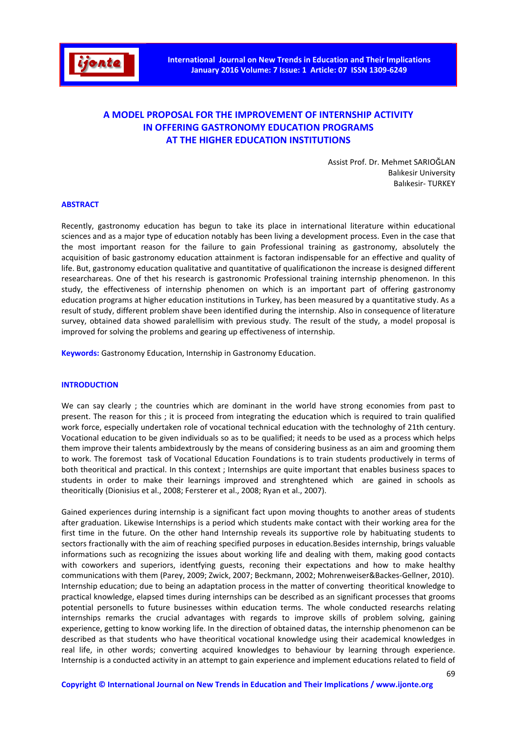# A MODEL PROPOSAL FOR THE IMPROVEMENT OF INTERNSHIP ACTIVITY IN OFFERING GASTRONOMY EDUCATION PROGRAMS AT THE HIGHER EDUCATION INSTITUTIONS

Assist Prof. Dr. Mehmet SARIOĞLAN
Balıkesir University
Balıkesir- TURKEY

## ABSTRACT

Recently, gastronomy education has begun to take its place in international literature within educational sciences and as a major type of education notably has been living a development process. Even in the case that the most important reason for the failure to gain Professional training as gastronomy, absolutely the acquisition of basic gastronomy education attainment is factoran indispensable for an effective and quality of life. But, gastronomy education qualitative and quantitative of qualificationon the increase is designed different researchareas. One of thet his research is gastronomic Professional training internship phenomenon. In this study, the effectiveness of internship phenomen on which is an important part of offering gastronomy education programs at higher education institutions in Turkey, has been measured by a quantitative study. As a result of study, different problem shave been identified during the internship. Also in consequence of literature survey, obtained data showed paralellisim with previous study. The result of the study, a model proposal is improved for solving the problems and gearing up effectiveness of internship.

**Keywords:** Gastronomy Education, Internship in Gastronomy Education.

## INTRODUCTION

We can say clearly ; the countries which are dominant in the world have strong economies from past to present. The reason for this ; it is proceed from integrating the education which is required to train qualified work force, especially undertaken role of vocational technical education with the technologhy of 21th century. Vocational education to be given individuals so as to be qualified; it needs to be used as a process which helps them improve their talents ambidextrously by the means of considering business as an aim and grooming them to work. The foremost task of Vocational Education Foundations is to train students productively in terms of both theoritical and practical. In this context ; Internships are quite important that enables business spaces to students in order to make their learnings improved and strenghtened which are gained in schools as theoritically (Dionisius et al., 2008; Fersterer et al., 2008; Ryan et al., 2007).

Gained experiences during internship is a significant fact upon moving thoughts to another areas of students after graduation. Likewise Internships is a period which students make contact with their working area for the first time in the future. On the other hand Internship reveals its supportive role by habituating students to sectors fractionally with the aim of reaching specified purposes in education.Besides internship, brings valuable informations such as recognizing the issues about working life and dealing with them, making good contacts with coworkers and superiors, identfying guests, reconing their expectations and how to make healthy communications with them (Parey, 2009; Zwick, 2007; Beckmann, 2002; Mohrenweiser&Backes-Gellner, 2010). Internship education; due to being an adaptation process in the matter of converting theoritical knowledge to practical knowledge, elapsed times during internships can be described as an significant processes that grooms potential personells to future businesses within education terms. The whole conducted researchs relating internships remarks the crucial advantages with regards to improve skills of problem solving, gaining experience, getting to know working life. In the direction of obtained datas, the internship phenomenon can be described as that students who have theoritical vocational knowledge using their academical knowledges in real life, in other words; converting acquired knowledges to behaviour by learning through experience. Internship is a conducted activity in an attempt to gain experience and implement educations related to field of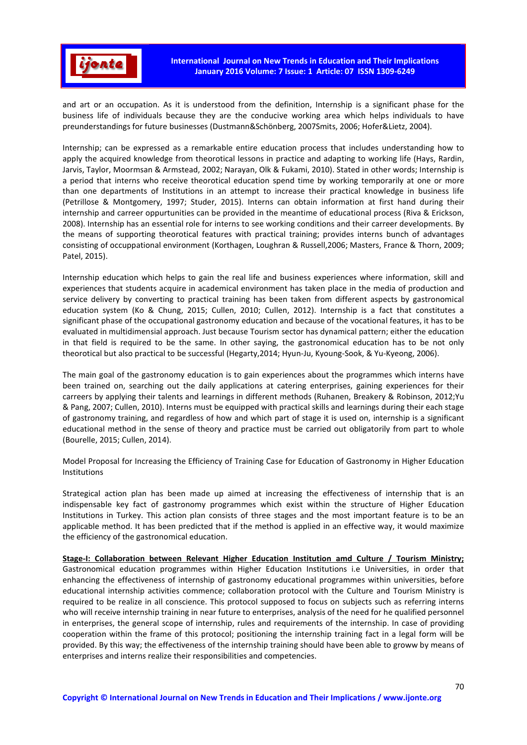and art or an occupation. As it is understood from the definition, Internship is a significant phase for the business life of individuals because they are the conducive working area which helps individuals to have preunderstandings for future businesses (Dustmann&Schönberg, 2007Smits, 2006; Hofer&Lietz, 2004).

Internship; can be expressed as a remarkable entire education process that includes understanding how to apply the acquired knowledge from theorotical lessons in practice and adapting to working life (Hays, Rardin, Jarvis, Taylor, Moormsan & Armstead, 2002; Narayan, Olk & Fukami, 2010). Stated in other words; Internship is a period that interns who receive theorotical education spend time by working temporarily at one or more than one departments of Institutions in an attempt to increase their practical knowledge in business life (Petrillose & Montgomery, 1997; Studer, 2015). Interns can obtain information at first hand during their internship and carreer oppurtunities can be provided in the meantime of educational process (Riva & Erickson, 2008). Internship has an essential role for interns to see working conditions and their carreer developments. By the means of supporting theorotical features with practical training; provides interns bunch of advantages consisting of occuppational environment (Korthagen, Loughran & Russell,2006; Masters, France & Thorn, 2009; Patel, 2015).

Internship education which helps to gain the real life and business experiences where information, skill and experiences that students acquire in academical environment has taken place in the media of production and service delivery by converting to practical training has been taken from different aspects by gastronomical education system (Ko & Chung, 2015; Cullen, 2010; Cullen, 2012). Internship is a fact that constitutes a significant phase of the occupational gastronomy education and because of the vocational features, it has to be evaluated in multidimensial approach. Just because Tourism sector has dynamical pattern; either the education in that field is required to be the same. In other saying, the gastronomical education has to be not only theorotical but also practical to be successful (Hegarty,2014; Hyun-Ju, Kyoung-Sook, & Yu-Kyeong, 2006).

The main goal of the gastronomy education is to gain experiences about the programmes which interns have been trained on, searching out the daily applications at catering enterprises, gaining experiences for their carreers by applying their talents and learnings in different methods (Ruhanen, Breakery & Robinson, 2012;Yu & Pang, 2007; Cullen, 2010). Interns must be equipped with practical skills and learnings during their each stage of gastronomy training, and regardless of how and which part of stage it is used on, internship is a significant educational method in the sense of theory and practice must be carried out obligatorily from part to whole (Bourelle, 2015; Cullen, 2014).

Model Proposal for Increasing the Efficiency of Training Case for Education of Gastronomy in Higher Education Institutions

Strategical action plan has been made up aimed at increasing the effectiveness of internship that is an indispensable key fact of gastronomy programmes which exist within the structure of Higher Education Institutions in Turkey. This action plan consists of three stages and the most important feature is to be an applicable method. It has been predicted that if the method is applied in an effective way, it would maximize the efficiency of the gastronomical education.

**Stage-I: Collaboration between Relevant Higher Education Institution amd Culture / Tourism Ministry;** Gastronomical education programmes within Higher Education Institutions i.e Universities, in order that enhancing the effectiveness of internship of gastronomy educational programmes within universities, before educational internship activities commence; collaboration protocol with the Culture and Tourism Ministry is required to be realize in all conscience. This protocol supposed to focus on subjects such as referring interns who will receive internship training in near future to enterprises, analysis of the need for he qualified personnel in enterprises, the general scope of internship, rules and requirements of the internship. In case of providing cooperation within the frame of this protocol; positioning the internship training fact in a legal form will be provided. By this way; the effectiveness of the internship training should have been able to groww by means of enterprises and interns realize their responsibilities and competencies.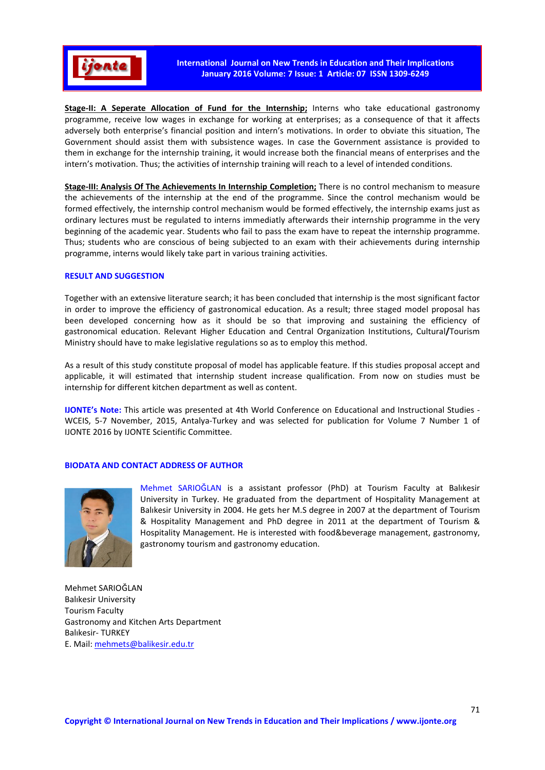**Stage-II: A Seperate Allocation of Fund for the Internship;** Interns who take educational gastronomy programme, receive low wages in exchange for working at enterprises; as a consequence of that it affects adversely both enterprise's financial position and intern's motivations. In order to obviate this situation, The Government should assist them with subsistence wages. In case the Government assistance is provided to them in exchange for the internship training, it would increase both the financial means of enterprises and the intern's motivation. Thus; the activities of internship training will reach to a level of intended conditions.

**Stage-III: Analysis Of The Achievements In Internship Completion;** There is no control mechanism to measure the achievements of the internship at the end of the programme. Since the control mechanism would be formed effectively, the internship control mechanism would be formed effectively, the internship exams just as ordinary lectures must be regulated to interns immediatly afterwards their internship programme in the very beginning of the academic year. Students who fail to pass the exam have to repeat the internship programme. Thus; students who are conscious of being subjected to an exam with their achievements during internship programme, interns would likely take part in various training activities.

## RESULT AND SUGGESTION

Together with an extensive literature search; it has been concluded that internship is the most significant factor in order to improve the efficiency of gastronomical education. As a result; three staged model proposal has been developed concerning how as it should be so that improving and sustaining the efficiency of gastronomical education. Relevant Higher Education and Central Organization Institutions, Cultural/Tourism Ministry should have to make legislative regulations so as to employ this method.

As a result of this study constitute proposal of model has applicable feature. If this studies proposal accept and applicable, it will estimated that internship student increase qualification. From now on studies must be internship for different kitchen department as well as content.

**IJONTE's Note:** This article was presented at 4th World Conference on Educational and Instructional Studies - WCEIS, 5-7 November, 2015, Antalya-Turkey and was selected for publication for Volume 7 Number 1 of IJONTE 2016 by IJONTE Scientific Committee.

## BIODATA AND CONTACT ADDRESS OF AUTHOR

Mehmet SARIOĞLAN is a assistant professor (PhD) at Tourism Faculty at Balıkesir University in Turkey. He graduated from the department of Hospitality Management at Balıkesir University in 2004. He gets her M.S degree in 2007 at the department of Tourism & Hospitality Management and PhD degree in 2011 at the department of Tourism & Hospitality Management. He is interested with food&beverage management, gastronomy, gastronomy tourism and gastronomy education.

Mehmet SARIOĞLAN
Balıkesir University
Tourism Faculty
Gastronomy and Kitchen Arts Department
Balıkesir- TURKEY
E. Mail: mehmets@balikesir.edu.tr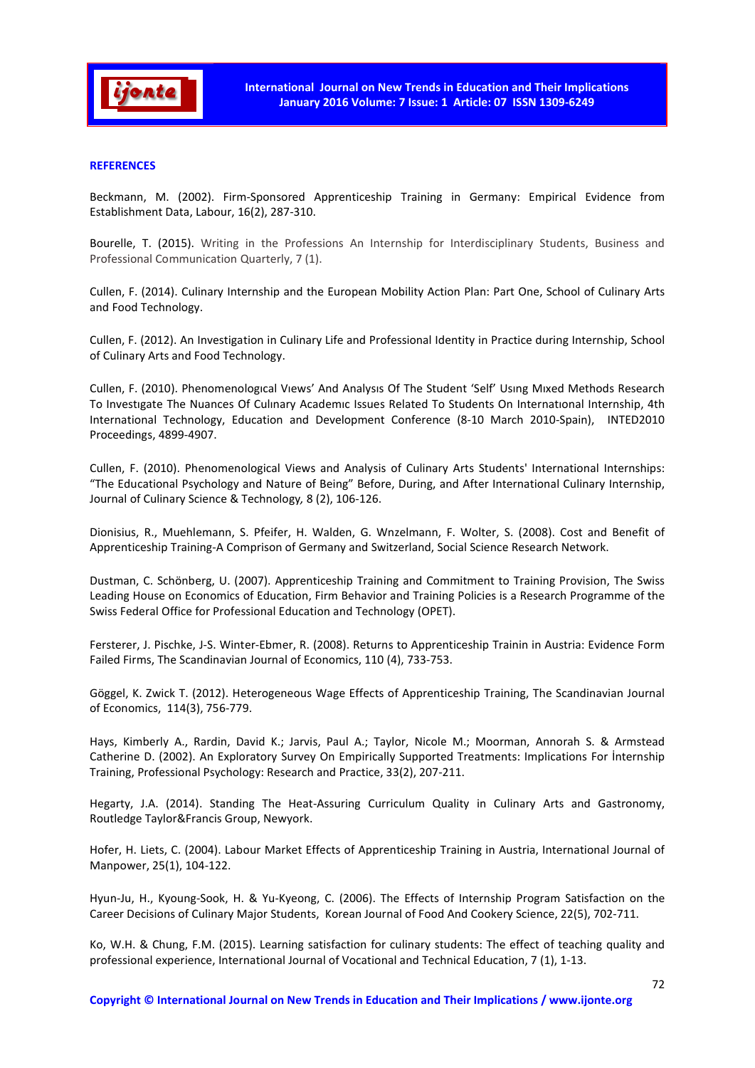## REFERENCES

Beckmann, M. (2002). Firm-Sponsored Apprenticeship Training in Germany: Empirical Evidence from Establishment Data, Labour, 16(2), 287-310.

Bourelle, T. (2015). Writing in the Professions An Internship for Interdisciplinary Students, Business and Professional Communication Quarterly, 7 (1).

Cullen, F. (2014). Culinary Internship and the European Mobility Action Plan: Part One, School of Culinary Arts and Food Technology.

Cullen, F. (2012). An Investigation in Culinary Life and Professional Identity in Practice during Internship, School of Culinary Arts and Food Technology.

Cullen, F. (2010). Phenomenologıcal Vıews' And Analysıs Of The Student 'Self' Usıng Mıxed Methods Research To Investıgate The Nuances Of Culınary Academıc Issues Related To Students On Internatıonal Internship, 4th International Technology, Education and Development Conference (8-10 March 2010-Spain), INTED2010 Proceedings, 4899-4907.

Cullen, F. (2010). Phenomenological Views and Analysis of Culinary Arts Students' International Internships: "The Educational Psychology and Nature of Being" Before, During, and After International Culinary Internship, Journal of Culinary Science & Technology, 8 (2), 106-126.

Dionisius, R., Muehlemann, S. Pfeifer, H. Walden, G. Wnzelmann, F. Wolter, S. (2008). Cost and Benefit of Apprenticeship Training-A Comprison of Germany and Switzerland, Social Science Research Network.

Dustman, C. Schönberg, U. (2007). Apprenticeship Training and Commitment to Training Provision, The Swiss Leading House on Economics of Education, Firm Behavior and Training Policies is a Research Programme of the Swiss Federal Office for Professional Education and Technology (OPET).

Fersterer, J. Pischke, J-S. Winter-Ebmer, R. (2008). Returns to Apprenticeship Trainin in Austria: Evidence Form Failed Firms, The Scandinavian Journal of Economics, 110 (4), 733-753.

Göggel, K. Zwick T. (2012). Heterogeneous Wage Effects of Apprenticeship Training, The Scandinavian Journal of Economics, 114(3), 756-779.

Hays, Kimberly A., Rardin, David K.; Jarvis, Paul A.; Taylor, Nicole M.; Moorman, Annorah S. & Armstead Catherine D. (2002). An Exploratory Survey On Empirically Supported Treatments: Implications For İnternship Training, Professional Psychology: Research and Practice, 33(2), 207-211.

Hegarty, J.A. (2014). Standing The Heat-Assuring Curriculum Quality in Culinary Arts and Gastronomy, Routledge Taylor&Francis Group, Newyork.

Hofer, H. Liets, C. (2004). Labour Market Effects of Apprenticeship Training in Austria, International Journal of Manpower, 25(1), 104-122.

Hyun-Ju, H., Kyoung-Sook, H. & Yu-Kyeong, C. (2006). The Effects of Internship Program Satisfaction on the Career Decisions of Culinary Major Students, Korean Journal of Food And Cookery Science, 22(5), 702-711.

Ko, W.H. & Chung, F.M. (2015). Learning satisfaction for culinary students: The effect of teaching quality and professional experience, International Journal of Vocational and Technical Education, 7 (1), 1-13.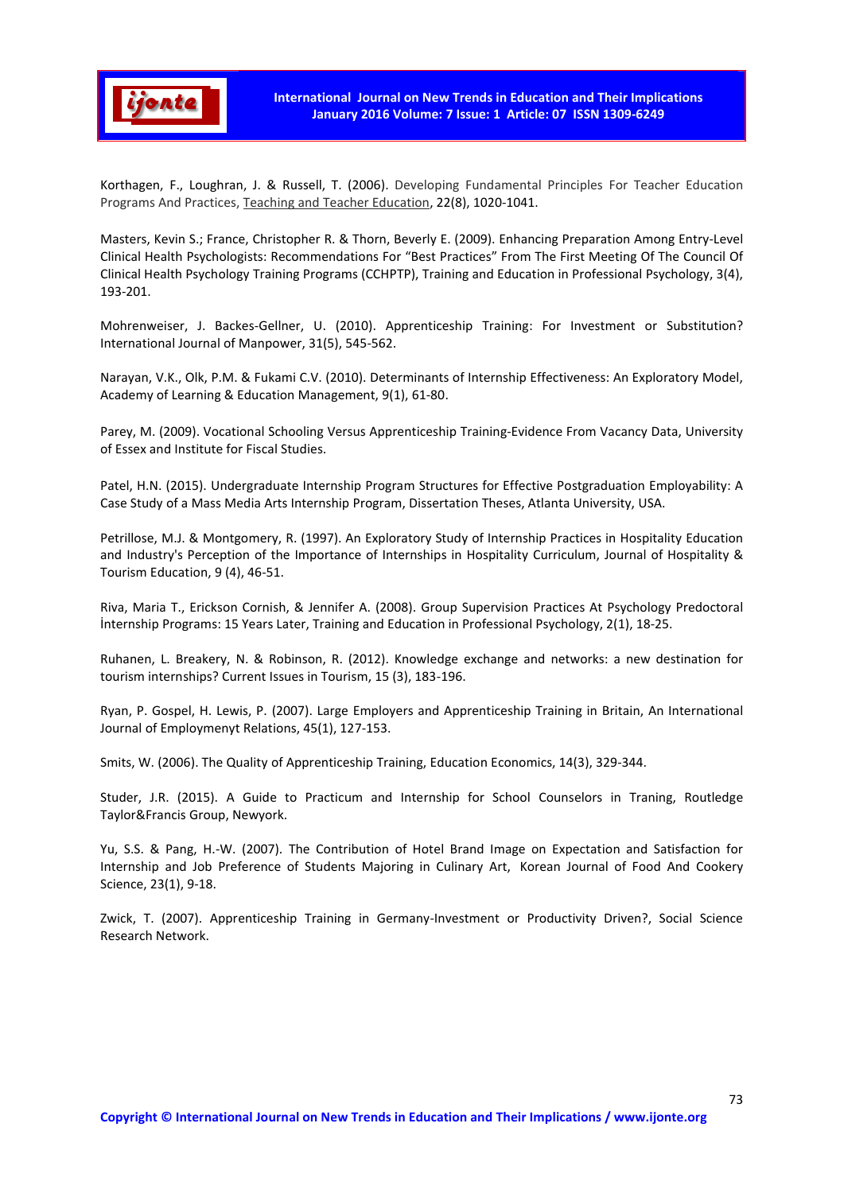Korthagen, F., Loughran, J. & Russell, T. (2006). Developing Fundamental Principles For Teacher Education Programs And Practices, Teaching and Teacher Education, 22(8), 1020-1041.

Masters, Kevin S.; France, Christopher R. & Thorn, Beverly E. (2009). Enhancing Preparation Among Entry-Level Clinical Health Psychologists: Recommendations For "Best Practices" From The First Meeting Of The Council Of Clinical Health Psychology Training Programs (CCHPTP), Training and Education in Professional Psychology, 3(4), 193-201.

Mohrenweiser, J. Backes-Gellner, U. (2010). Apprenticeship Training: For Investment or Substitution? International Journal of Manpower, 31(5), 545-562.

Narayan, V.K., Olk, P.M. & Fukami C.V. (2010). Determinants of Internship Effectiveness: An Exploratory Model, Academy of Learning & Education Management, 9(1), 61-80.

Parey, M. (2009). Vocational Schooling Versus Apprenticeship Training-Evidence From Vacancy Data, University of Essex and Institute for Fiscal Studies.

Patel, H.N. (2015). Undergraduate Internship Program Structures for Effective Postgraduation Employability: A Case Study of a Mass Media Arts Internship Program, Dissertation Theses, Atlanta University, USA.

Petrillose, M.J. & Montgomery, R. (1997). An Exploratory Study of Internship Practices in Hospitality Education and Industry's Perception of the Importance of Internships in Hospitality Curriculum, Journal of Hospitality & Tourism Education, 9 (4), 46-51.

Riva, Maria T., Erickson Cornish, & Jennifer A. (2008). Group Supervision Practices At Psychology Predoctoral İnternship Programs: 15 Years Later, Training and Education in Professional Psychology, 2(1), 18-25.

Ruhanen, L. Breakery, N. & Robinson, R. (2012). Knowledge exchange and networks: a new destination for tourism internships? Current Issues in Tourism, 15 (3), 183-196.

Ryan, P. Gospel, H. Lewis, P. (2007). Large Employers and Apprenticeship Training in Britain, An International Journal of Employmenyt Relations, 45(1), 127-153.

Smits, W. (2006). The Quality of Apprenticeship Training, Education Economics, 14(3), 329-344.

Studer, J.R. (2015). A Guide to Practicum and Internship for School Counselors in Traning, Routledge Taylor&Francis Group, Newyork.

Yu, S.S. & Pang, H.-W. (2007). The Contribution of Hotel Brand Image on Expectation and Satisfaction for Internship and Job Preference of Students Majoring in Culinary Art, Korean Journal of Food And Cookery Science, 23(1), 9-18.

Zwick, T. (2007). Apprenticeship Training in Germany-Investment or Productivity Driven?, Social Science Research Network.